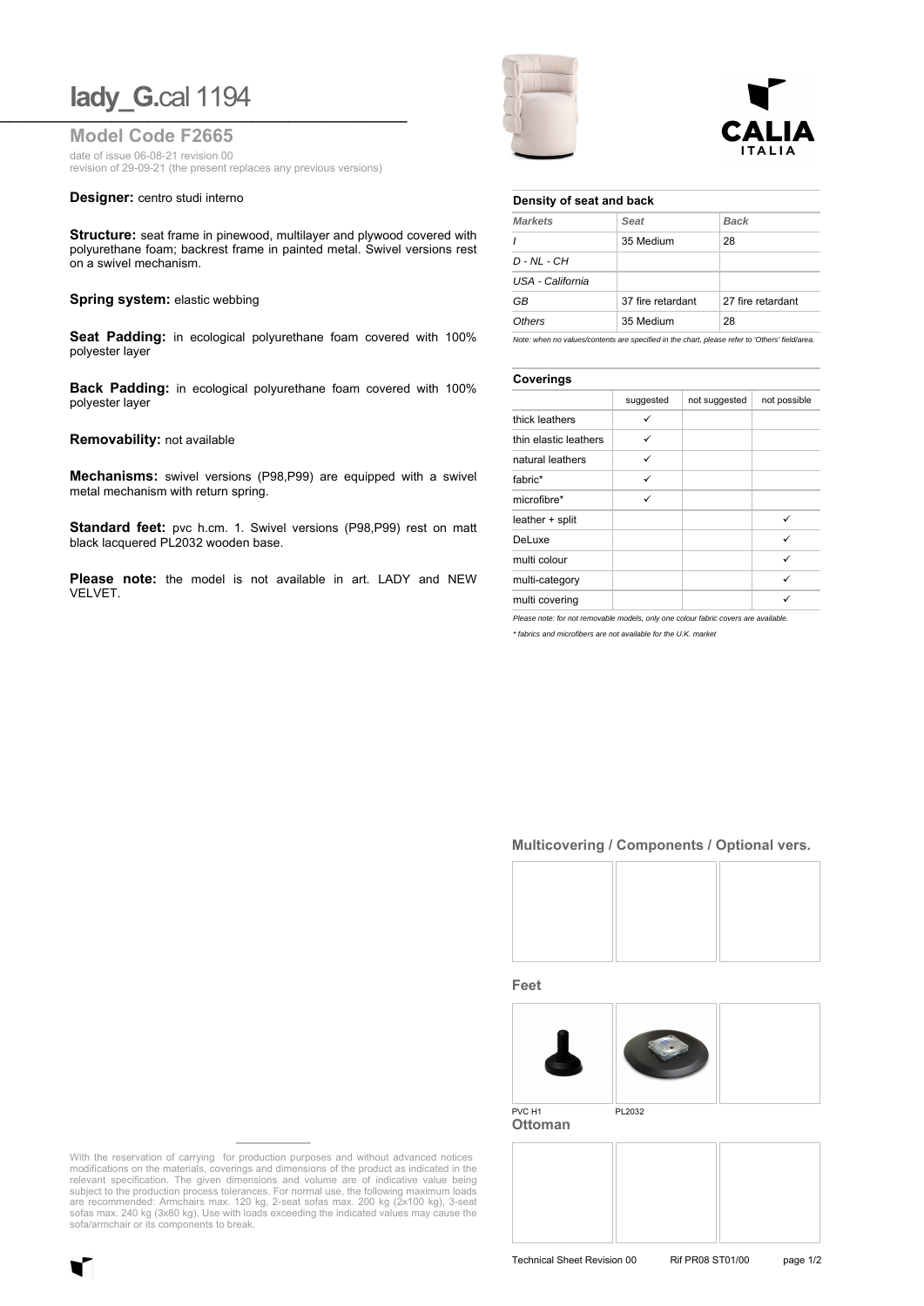# lady_G.cal 1194

## Model Code F2665

date of issue 06-08-21 revision 00
revision of 29-09-21 (the present replaces any previous versions)

**Designer:** centro studi interno

**Structure:** seat frame in pinewood, multilayer and plywood covered with polyurethane foam; backrest frame in painted metal. Swivel versions rest on a swivel mechanism.

**Spring system:** elastic webbing

**Seat Padding:** in ecological polyurethane foam covered with 100% polyester layer

**Back Padding:** in ecological polyurethane foam covered with 100% polyester layer

**Removability:** not available

**Mechanisms:** swivel versions (P98,P99) are equipped with a swivel metal mechanism with return spring.

**Standard feet:** pvc h.cm. 1. Swivel versions (P98,P99) rest on matt black lacquered PL2032 wooden base.

**Please note:** the model is not available in art. LADY and NEW VELVET.

### Density of seat and back

| *Markets* | *Seat* | *Back* |
|---|---|---|
| *I* | 35 Medium | 28 |
| *D - NL - CH* | | |
| *USA - California* | | |
| *GB* | 37 fire retardant | 27 fire retardant |
| *Others* | 35 Medium | 28 |

*Note: when no values/contents are specified in the chart, please refer to 'Others' field/area.*

### Coverings

| | suggested | not suggested | not possible |
|---|---|---|---|
| thick leathers | ✓ | | |
| thin elastic leathers | ✓ | | |
| natural leathers | ✓ | | |
| fabric* | ✓ | | |
| microfibre* | ✓ | | |
| leather + split | | | ✓ |
| DeLuxe | | | ✓ |
| multi colour | | | ✓ |
| multi-category | | | ✓ |
| multi covering | | | ✓ |

*Please note: for not removable models, only one colour fabric covers are available.*

*\* fabrics and microfibers are not available for the U.K. market*

### Multicovering / Components / Optional vers.

### Feet

PVC H1 PL2032

### Ottoman

With the reservation of carrying for production purposes and without advanced notices modifications on the materials, coverings and dimensions of the product as indicated in the relevant specification. The given dimensions and volume are of indicative value being subject to the production process tolerances. For normal use, the following maximum loads are recommended: Armchairs max. 120 kg, 2-seat sofas max. 200 kg (2x100 kg), 3-seat sofas max. 240 kg (3x80 kg). Use with loads exceeding the indicated values may cause the sofa/armchair or its components to break.

Technical Sheet Revision 00 Rif PR08 ST01/00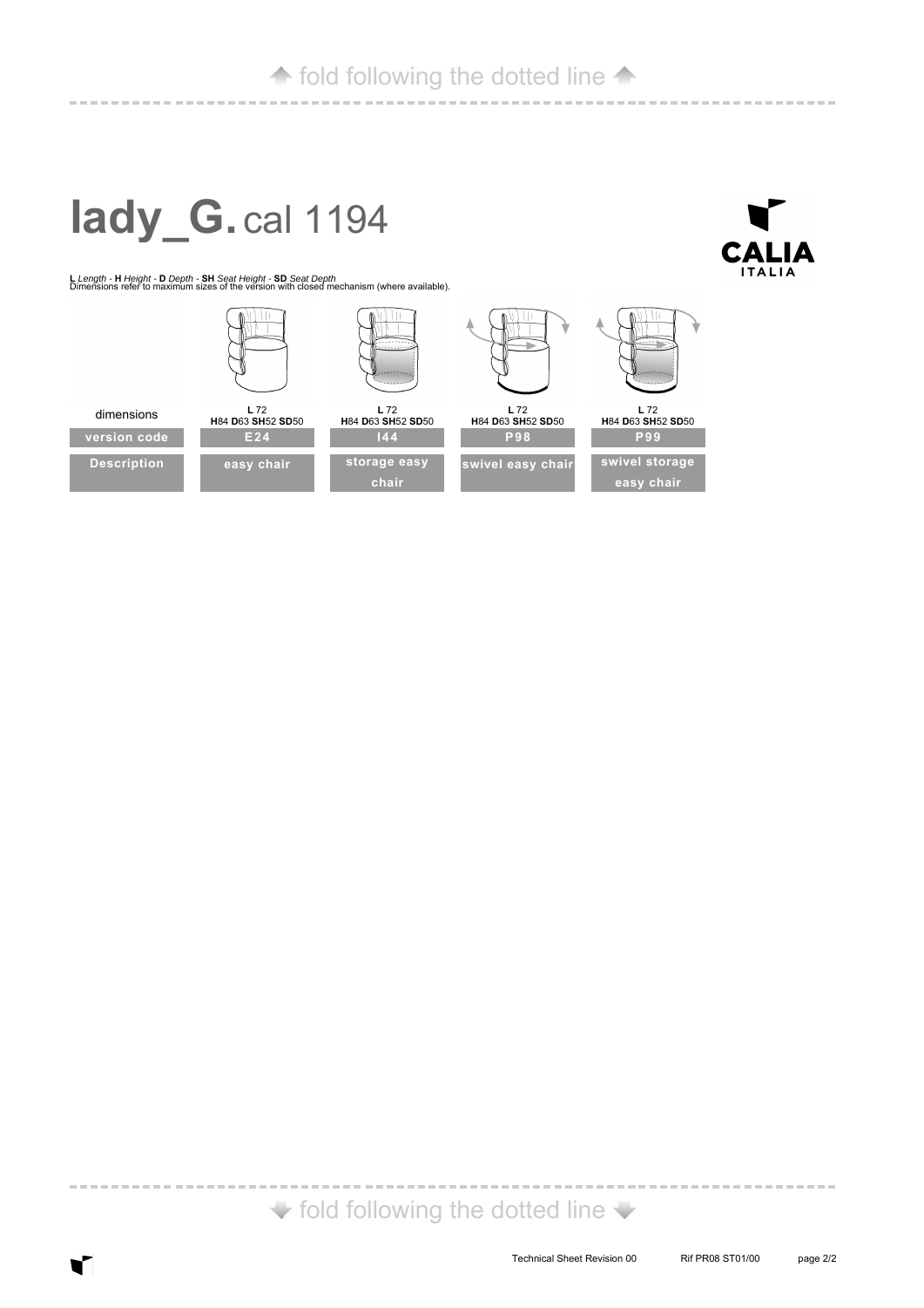↑ fold following the dotted line ↑

# lady_G. cal 1194

**L** *Length* - **H** *Height* - **D** *Depth* - **SH** *Seat Height* - **SD** *Seat Depth*
Dimensions refer to maximum sizes of the version with closed mechanism (where available).

| | | | | |
|---|---|---|---|---|
| dimensions | **L** 72 **H**84 **D**63 **SH**52 **SD**50 | **L** 72 **H**84 **D**63 **SH**52 **SD**50 | **L** 72 **H**84 **D**63 **SH**52 **SD**50 | **L** 72 **H**84 **D**63 **SH**52 **SD**50 |
| version code | E24 | I44 | P98 | P99 |
| Description | easy chair | storage easy chair | swivel easy chair | swivel storage easy chair |

↓ fold following the dotted line ↓

Technical Sheet Revision 00 Rif PR08 ST01/00